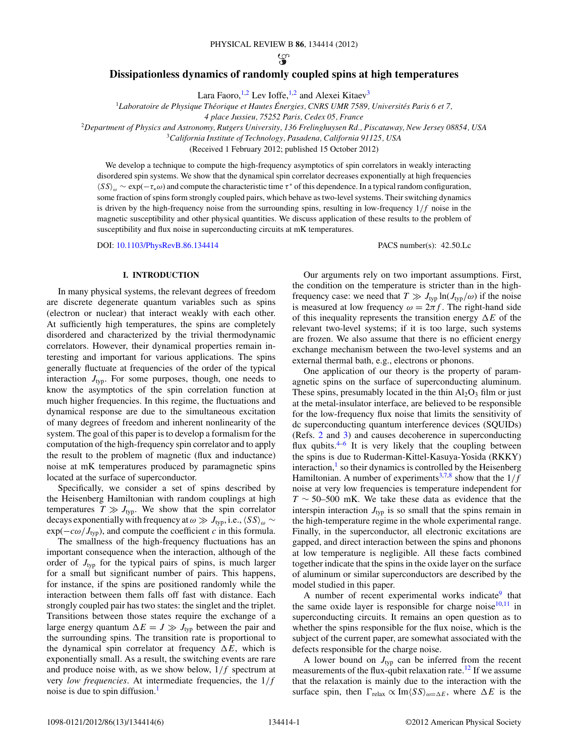# Dissipationless dynamics of randomly coupled spins at high temperatures

Lara Faoro,[1,2] Lev Ioffe,[1,2] and Alexei Kitaev[3]

[1]*Laboratoire de Physique Théorique et Hautes Énergies, CNRS UMR 7589, Universités Paris 6 et 7, 4 place Jussieu, 75252 Paris, Cedex 05, France*

[2]*Department of Physics and Astronomy, Rutgers University, 136 Frelinghuysen Rd., Piscataway, New Jersey 08854, USA*

[3]*California Institute of Technology, Pasadena, California 91125, USA*

(Received 1 February 2012; published 15 October 2012)

We develop a technique to compute the high-frequency asymptotics of spin correlators in weakly interacting disordered spin systems. We show that the dynamical spin correlator decreases exponentially at high frequencies $\langle SS\rangle_\omega \sim \exp(-\tau_*\omega)$ and compute the characteristic time $\tau^*$ of this dependence. In a typical random configuration, some fraction of spins form strongly coupled pairs, which behave as two-level systems. Their switching dynamics is driven by the high-frequency noise from the surrounding spins, resulting in low-frequency $1/f$ noise in the magnetic susceptibility and other physical quantities. We discuss application of these results to the problem of susceptibility and flux noise in superconducting circuits at mK temperatures.

DOI: 10.1103/PhysRevB.86.134414 PACS number(s): 42.50.Lc

## I. INTRODUCTION

In many physical systems, the relevant degrees of freedom are discrete degenerate quantum variables such as spins (electron or nuclear) that interact weakly with each other. At sufficiently high temperatures, the spins are completely disordered and characterized by the trivial thermodynamic correlators. However, their dynamical properties remain interesting and important for various applications. The spins generally fluctuate at frequencies of the order of the typical interaction $J_{\text{typ}}$. For some purposes, though, one needs to know the asymptotics of the spin correlation function at much higher frequencies. In this regime, the fluctuations and dynamical response are due to the simultaneous excitation of many degrees of freedom and inherent nonlinearity of the system. The goal of this paper is to develop a formalism for the computation of the high-frequency spin correlator and to apply the result to the problem of magnetic (flux and inductance) noise at mK temperatures produced by paramagnetic spins located at the surface of superconductor.

Specifically, we consider a set of spins described by the Heisenberg Hamiltonian with random couplings at high temperatures $T \gg J_{\text{typ}}$. We show that the spin correlator decays exponentially with frequency at $\omega \gg J_{\text{typ}}$, i.e., $\langle SS\rangle_\omega \sim \exp(-c\omega/J_{\text{typ}})$, and compute the coefficient $c$ in this formula.

The smallness of the high-frequency fluctuations has an important consequence when the interaction, although of the order of $J_{\text{typ}}$ for the typical pairs of spins, is much larger for a small but significant number of pairs. This happens, for instance, if the spins are positioned randomly while the interaction between them falls off fast with distance. Each strongly coupled pair has two states: the singlet and the triplet. Transitions between those states require the exchange of a large energy quantum $\Delta E = J \gg J_{\text{typ}}$ between the pair and the surrounding spins. The transition rate is proportional to the dynamical spin correlator at frequency $\Delta E$, which is exponentially small. As a result, the switching events are rare and produce noise with, as we show below, $1/f$ spectrum at very *low frequencies*. At intermediate frequencies, the $1/f$ noise is due to spin diffusion.[1]

Our arguments rely on two important assumptions. First, the condition on the temperature is stricter than in the high-frequency case: we need that $T \gg J_{\text{typ}} \ln(J_{\text{typ}}/\omega)$ if the noise is measured at low frequency $\omega = 2\pi f$. The right-hand side of this inequality represents the transition energy $\Delta E$ of the relevant two-level systems; if it is too large, such systems are frozen. We also assume that there is no efficient energy exchange mechanism between the two-level systems and an external thermal bath, e.g., electrons or phonons.

One application of our theory is the property of paramagnetic spins on the surface of superconducting aluminum. These spins, presumably located in the thin $Al_2O_3$ film or just at the metal-insulator interface, are believed to be responsible for the low-frequency flux noise that limits the sensitivity of dc superconducting quantum interference devices (SQUIDs) (Refs. 2 and 3) and causes decoherence in superconducting flux qubits.[4–6] It is very likely that the coupling between the spins is due to Ruderman-Kittel-Kasuya-Yosida (RKKY) interaction,[1] so their dynamics is controlled by the Heisenberg Hamiltonian. A number of experiments[3,7,8] show that the $1/f$ noise at very low frequencies is temperature independent for $T \sim 50$–$500$ mK. We take these data as evidence that the interspin interaction $J_{\text{typ}}$ is so small that the spins remain in the high-temperature regime in the whole experimental range. Finally, in the superconductor, all electronic excitations are gapped, and direct interaction between the spins and phonons at low temperature is negligible. All these facts combined together indicate that the spins in the oxide layer on the surface of aluminum or similar superconductors are described by the model studied in this paper.

A number of recent experimental works indicate[9] that the same oxide layer is responsible for charge noise[10,11] in superconducting circuits. It remains an open question as to whether the spins responsible for the flux noise, which is the subject of the current paper, are somewhat associated with the defects responsible for the charge noise.

A lower bound on $J_{\text{typ}}$ can be inferred from the recent measurements of the flux-qubit relaxation rate.[12] If we assume that the relaxation is mainly due to the interaction with the surface spin, then $\Gamma_{\text{relax}} \propto \text{Im}\langle SS\rangle_{\omega=\Delta E}$, where $\Delta E$ is the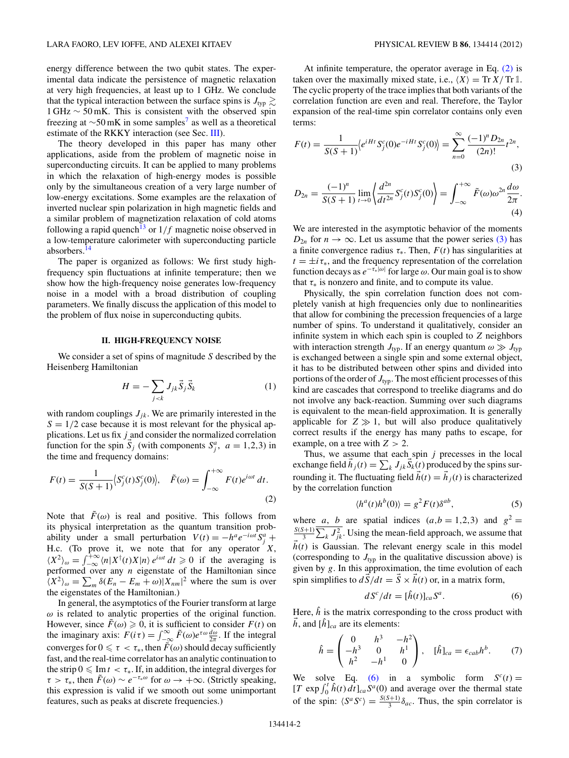energy difference between the two qubit states. The experimental data indicate the persistence of magnetic relaxation at very high frequencies, at least up to 1 GHz. We conclude that the typical interaction between the surface spins is $J_{\rm typ} \gtrsim 1\,\text{GHz} \sim 50\,\text{mK}$. This is consistent with the observed spin freezing at $\sim$50 mK in some samples[7] as well as a theoretical estimate of the RKKY interaction (see Sec. III).

The theory developed in this paper has many other applications, aside from the problem of magnetic noise in superconducting circuits. It can be applied to many problems in which the relaxation of high-energy modes is possible only by the simultaneous creation of a very large number of low-energy excitations. Some examples are the relaxation of inverted nuclear spin polarization in high magnetic fields and a similar problem of magnetization relaxation of cold atoms following a rapid quench[13] or $1/f$ magnetic noise observed in a low-temperature calorimeter with superconducting particle absorbers.[14]

The paper is organized as follows: We first study high-frequency spin fluctuations at infinite temperature; then we show how the high-frequency noise generates low-frequency noise in a model with a broad distribution of coupling parameters. We finally discuss the application of this model to the problem of flux noise in superconducting qubits.

## II. HIGH-FREQUENCY NOISE

We consider a set of spins of magnitude $S$ described by the Heisenberg Hamiltonian

$$H = -\sum_{j<k} J_{jk}\vec{S}_j\vec{S}_k \tag{1}$$

with random couplings $J_{jk}$. We are primarily interested in the $S = 1/2$ case because it is most relevant for the physical applications. Let us fix $j$ and consider the normalized correlation function for the spin $\vec{S}_j$ (with components $S_j^a$, $a = 1,2,3$) in the time and frequency domains:

$$F(t) = \frac{1}{S(S+1)}\langle S_j^c(t)S_j^c(0)\rangle, \quad \tilde{F}(\omega) = \int_{-\infty}^{+\infty} F(t)e^{i\omega t}\,dt. \tag{2}$$

Note that $\tilde{F}(\omega)$ is real and positive. This follows from its physical interpretation as the quantum transition probability under a small perturbation $V(t) = -h^a e^{-i\omega t}S_j^a + \text{H.c.}$ (To prove it, we note that for any operator $X$, $\langle X^2\rangle_\omega = \int_{-\infty}^{+\infty}\langle n|X^\dagger(t)X|n\rangle\, e^{i\omega t}\,dt \geqslant 0$ if the averaging is performed over any $n$ eigenstate of the Hamiltonian since $\langle X^2\rangle_\omega = \sum_m \delta(E_n - E_m + \omega)|X_{nm}|^2$ where the sum is over the eigenstates of the Hamiltonian.)

In general, the asymptotics of the Fourier transform at large $\omega$ is related to analytic properties of the original function. However, since $\tilde{F}(\omega) \geqslant 0$, it is sufficient to consider $F(t)$ on the imaginary axis: $F(i\tau) = \int_{-\infty}^{\infty}\tilde{F}(\omega)e^{\tau\omega}\frac{d\omega}{2\pi}$. If the integral converges for $0 \leqslant \tau < \tau_*$, then $\tilde{F}(\omega)$ should decay sufficiently fast, and the real-time correlator has an analytic continuation to the strip $0 \leqslant \operatorname{Im} t < \tau_*$. If, in addition, the integral diverges for $\tau > \tau_*$, then $\tilde{F}(\omega) \sim e^{-\tau_*\omega}$ for $\omega \to +\infty$. (Strictly speaking, this expression is valid if we smooth out some unimportant features, such as peaks at discrete frequencies.)

At infinite temperature, the operator average in Eq. (2) is taken over the maximally mixed state, i.e., $\langle X\rangle = \operatorname{Tr} X/\operatorname{Tr}\mathbb{1}$. The cyclic property of the trace implies that both variants of the correlation function are even and real. Therefore, the Taylor expansion of the real-time spin correlator contains only even terms:

$$F(t) = \frac{1}{S(S+1)}\langle e^{iHt}S_j^c(0)e^{-iHt}S_j^c(0)\rangle = \sum_{n=0}^{\infty}\frac{(-1)^n D_{2n}}{(2n)!}t^{2n}, \tag{3}$$

$$D_{2n} = \frac{(-1)^n}{S(S+1)}\lim_{t\to 0}\left\langle\frac{d^{2n}}{dt^{2n}}S_j^c(t)S_j^c(0)\right\rangle = \int_{-\infty}^{+\infty}\tilde{F}(\omega)\omega^{2n}\frac{d\omega}{2\pi}. \tag{4}$$

We are interested in the asymptotic behavior of the moments $D_{2n}$ for $n \to \infty$. Let us assume that the power series (3) has a finite convergence radius $\tau_*$. Then, $F(t)$ has singularities at $t = \pm i\tau_*$, and the frequency representation of the correlation function decays as $e^{-\tau_*|\omega|}$ for large $\omega$. Our main goal is to show that $\tau_*$ is nonzero and finite, and to compute its value.

Physically, the spin correlation function does not completely vanish at high frequencies only due to nonlinearities that allow for combining the precession frequencies of a large number of spins. To understand it qualitatively, consider an infinite system in which each spin is coupled to $Z$ neighbors with interaction strength $J_{\rm typ}$. If an energy quantum $\omega \gg J_{\rm typ}$ is exchanged between a single spin and some external object, it has to be distributed between other spins and divided into portions of the order of $J_{\rm typ}$. The most efficient processes of this kind are cascades that correspond to treelike diagrams and do not involve any back-reaction. Summing over such diagrams is equivalent to the mean-field approximation. It is generally applicable for $Z \gg 1$, but will also produce qualitatively correct results if the energy has many paths to escape, for example, on a tree with $Z > 2$.

Thus, we assume that each spin $j$ precesses in the local exchange field $\vec{h}_j(t) = \sum_k J_{jk}\vec{S}_k(t)$ produced by the spins surrounding it. The fluctuating field $\vec{h}(t) = \vec{h}_j(t)$ is characterized by the correlation function

$$\langle h^a(t)h^b(0)\rangle = g^2 F(t)\delta^{ab}, \tag{5}$$

where $a$, $b$ are spatial indices $(a,b = 1,2,3)$ and $g^2 = \frac{S(S+1)}{3}\sum_k J_{jk}^2$. Using the mean-field approach, we assume that $\vec{h}(t)$ is Gaussian. The relevant energy scale in this model (corresponding to $J_{\rm typ}$ in the qualitative discussion above) is given by $g$. In this approximation, the time evolution of each spin simplifies to $d\vec{S}/dt = \vec{S}\times\vec{h}(t)$ or, in a matrix form,

$$dS^c/dt = [\hat{h}(t)]_{ca}S^a. \tag{6}$$

Here, $\hat{h}$ is the matrix corresponding to the cross product with $\vec{h}$, and $[\hat{h}]_{ca}$ are its elements:

$$\hat{h} = \begin{pmatrix} 0 & h^3 & -h^2 \\ -h^3 & 0 & h^1 \\ h^2 & -h^1 & 0 \end{pmatrix}, \quad [\hat{h}]_{ca} = \epsilon_{cab}h^b. \tag{7}$$

We solve Eq. (6) in a symbolic form $S^c(t) = [T\exp\int_0^t \hat{h}(t)\,dt]_{ca}S^a(0)$ and average over the thermal state of the spin: $\langle S^a S^c\rangle = \frac{S(S+1)}{3}\delta_{ac}$. Thus, the spin correlator is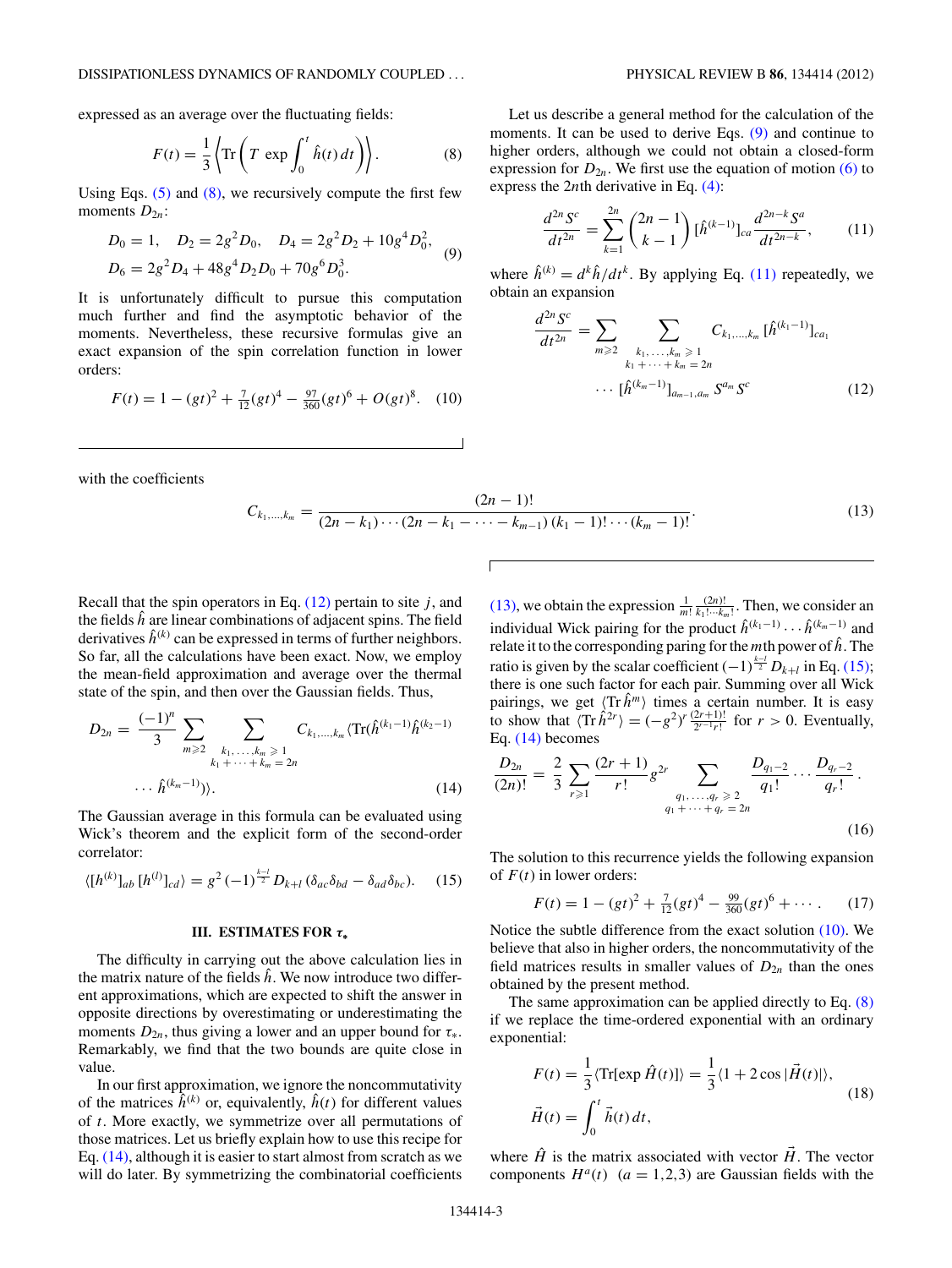expressed as an average over the fluctuating fields:

$$F(t) = \frac{1}{3}\left\langle \mathrm{Tr}\left( T \exp \int_0^t \hat{h}(t)\, dt \right) \right\rangle. \tag{8}$$

Using Eqs. (5) and (8), we recursively compute the first few moments $D_{2n}$:

$$\begin{aligned} &D_0 = 1, \quad D_2 = 2g^2 D_0, \quad D_4 = 2g^2 D_2 + 10g^4 D_0^2, \\ &D_6 = 2g^2 D_4 + 48g^4 D_2 D_0 + 70g^6 D_0^3. \end{aligned} \tag{9}$$

It is unfortunately difficult to pursue this computation much further and find the asymptotic behavior of the moments. Nevertheless, these recursive formulas give an exact expansion of the spin correlation function in lower orders:

$$F(t) = 1 - (gt)^2 + \tfrac{7}{12}(gt)^4 - \tfrac{97}{360}(gt)^6 + O(gt)^8. \tag{10}$$

Let us describe a general method for the calculation of the moments. It can be used to derive Eqs. (9) and continue to higher orders, although we could not obtain a closed-form expression for $D_{2n}$. We first use the equation of motion (6) to express the $2n$th derivative in Eq. (4):

$$\frac{d^{2n}S^c}{dt^{2n}} = \sum_{k=1}^{2n} \binom{2n-1}{k-1} [\hat{h}^{(k-1)}]_{ca} \frac{d^{2n-k}S^a}{dt^{2n-k}}, \tag{11}$$

where $\hat{h}^{(k)} = d^k\hat{h}/dt^k$. By applying Eq. (11) repeatedly, we obtain an expansion

$$\frac{d^{2n}S^c}{dt^{2n}} = \sum_{m\geqslant 2} \sum_{\substack{k_1,\ldots,k_m \geqslant 1 \\ k_1+\cdots+k_m = 2n}} C_{k_1,\ldots,k_m} [\hat{h}^{(k_1-1)}]_{ca_1} \cdots [\hat{h}^{(k_m-1)}]_{a_{m-1},a_m} S^{a_m} S^c \tag{12}$$

with the coefficients

$$C_{k_1,\ldots,k_m} = \frac{(2n-1)!}{(2n-k_1)\cdots(2n-k_1-\cdots-k_{m-1})\,(k_1-1)!\cdots(k_m-1)!}. \tag{13}$$

Recall that the spin operators in Eq. (12) pertain to site $j$, and the fields $\hat{h}$ are linear combinations of adjacent spins. The field derivatives $\hat{h}^{(k)}$ can be expressed in terms of further neighbors. So far, all the calculations have been exact. Now, we employ the mean-field approximation and average over the thermal state of the spin, and then over the Gaussian fields. Thus,

$$D_{2n} = \frac{(-1)^n}{3} \sum_{m\geqslant 2} \sum_{\substack{k_1,\ldots,k_m \geqslant 1 \\ k_1+\cdots+k_m = 2n}} C_{k_1,\ldots,k_m} \langle \mathrm{Tr}(\hat{h}^{(k_1-1)}\hat{h}^{(k_2-1)} \cdots \hat{h}^{(k_m-1)}) \rangle. \tag{14}$$

The Gaussian average in this formula can be evaluated using Wick's theorem and the explicit form of the second-order correlator:

$$\langle [h^{(k)}]_{ab}\, [h^{(l)}]_{cd} \rangle = g^2\, (-1)^{\frac{k-l}{2}} D_{k+l}\, (\delta_{ac}\delta_{bd} - \delta_{ad}\delta_{bc}). \tag{15}$$

## III. ESTIMATES FOR $\tau_*$

The difficulty in carrying out the above calculation lies in the matrix nature of the fields $\hat{h}$. We now introduce two different approximations, which are expected to shift the answer in opposite directions by overestimating or underestimating the moments $D_{2n}$, thus giving a lower and an upper bound for $\tau_*$. Remarkably, we find that the two bounds are quite close in value.

In our first approximation, we ignore the noncommutativity of the matrices $\hat{h}^{(k)}$ or, equivalently, $\hat{h}(t)$ for different values of $t$. More exactly, we symmetrize over all permutations of those matrices. Let us briefly explain how to use this recipe for Eq. (14), although it is easier to start almost from scratch as we will do later. By symmetrizing the combinatorial coefficients (13), we obtain the expression $\frac{1}{m!}\frac{(2n)!}{k_1!\cdots k_m!}$. Then, we consider an individual Wick pairing for the product $\hat{h}^{(k_1-1)}\cdots\hat{h}^{(k_m-1)}$ and relate it to the corresponding paring for the $m$th power of $\hat{h}$. The ratio is given by the scalar coefficient $(-1)^{\frac{k-l}{2}} D_{k+l}$ in Eq. (15); there is one such factor for each pair. Summing over all Wick pairings, we get $\langle \mathrm{Tr}\,\hat{h}^m \rangle$ times a certain number. It is easy to show that $\langle \mathrm{Tr}\,\hat{h}^{2r} \rangle = (-g^2)^r \frac{(2r+1)!}{2^{r-1}r!}$ for $r > 0$. Eventually, Eq. (14) becomes

$$\frac{D_{2n}}{(2n)!} = \frac{2}{3} \sum_{r\geqslant 1} \frac{(2r+1)}{r!} g^{2r} \sum_{\substack{q_1,\ldots,q_r \geqslant 2 \\ q_1+\cdots+q_r = 2n}} \frac{D_{q_1-2}}{q_1!} \cdots \frac{D_{q_r-2}}{q_r!}. \tag{16}$$

The solution to this recurrence yields the following expansion of $F(t)$ in lower orders:

$$F(t) = 1 - (gt)^2 + \tfrac{7}{12}(gt)^4 - \tfrac{99}{360}(gt)^6 + \cdots. \tag{17}$$

Notice the subtle difference from the exact solution (10). We believe that also in higher orders, the noncommutativity of the field matrices results in smaller values of $D_{2n}$ than the ones obtained by the present method.

The same approximation can be applied directly to Eq. (8) if we replace the time-ordered exponential with an ordinary exponential:

$$\begin{aligned} F(t) &= \frac{1}{3}\langle \mathrm{Tr}[\exp \hat{H}(t)] \rangle = \frac{1}{3}\langle 1 + 2\cos|\vec{H}(t)| \rangle, \\ \vec{H}(t) &= \int_0^t \vec{h}(t)\, dt, \end{aligned} \tag{18}$$

where $\hat{H}$ is the matrix associated with vector $\vec{H}$. The vector components $H^a(t)$ $(a = 1,2,3)$ are Gaussian fields with the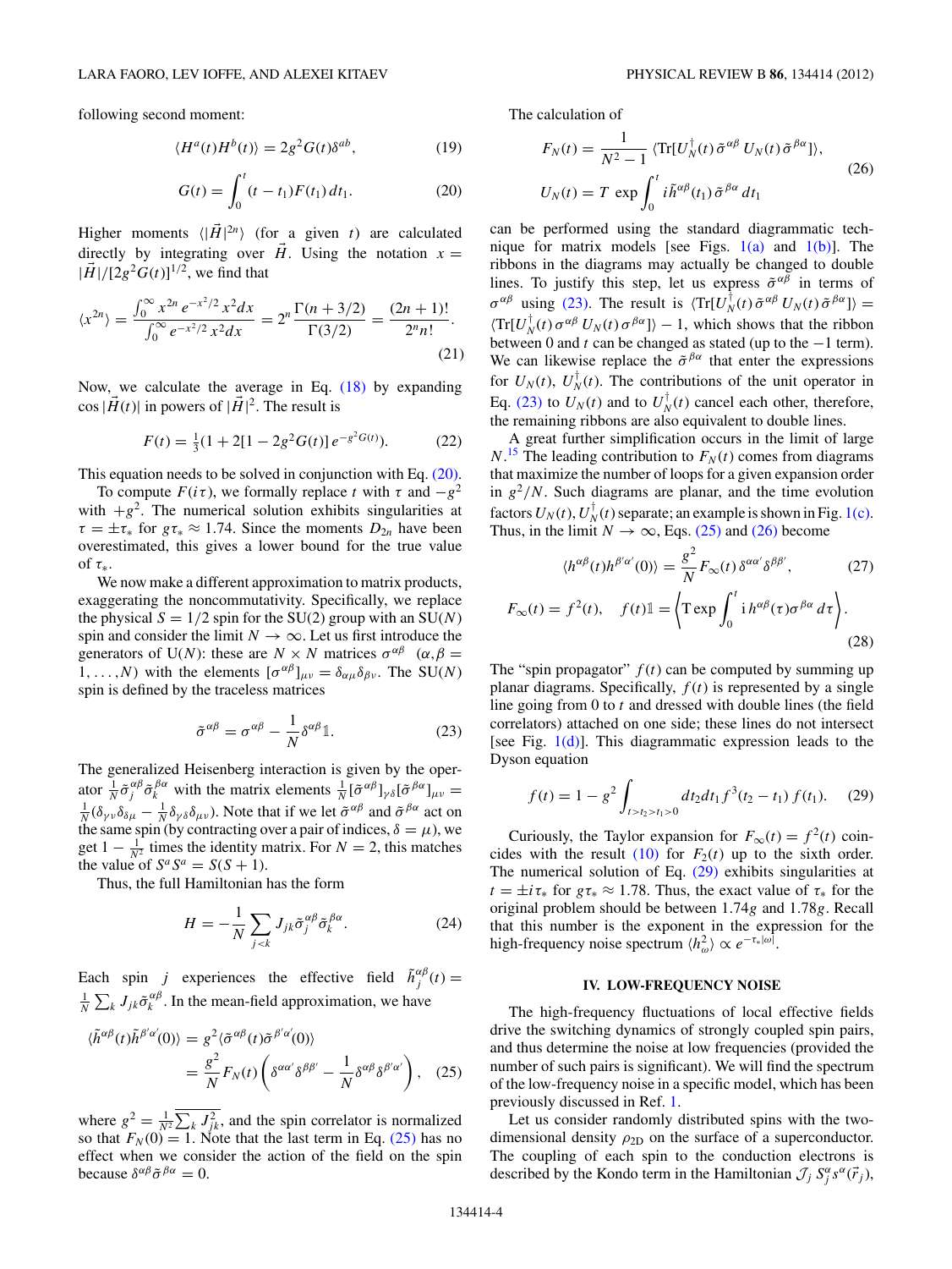following second moment:

$$\langle H^a(t) H^b(t)\rangle = 2g^2 G(t)\delta^{ab}, \tag{19}$$

$$G(t) = \int_0^t (t - t_1) F(t_1)\, dt_1. \tag{20}$$

Higher moments $\langle |\vec{H}|^{2n}\rangle$ (for a given $t$) are calculated directly by integrating over $\vec{H}$. Using the notation $x = |\vec{H}|/[2g^2 G(t)]^{1/2}$, we find that

$$\langle x^{2n}\rangle = \frac{\int_0^\infty x^{2n}\, e^{-x^2/2}\, x^2 dx}{\int_0^\infty e^{-x^2/2}\, x^2 dx} = 2^n \frac{\Gamma(n+3/2)}{\Gamma(3/2)} = \frac{(2n+1)!}{2^n n!}. \tag{21}$$

Now, we calculate the average in Eq. (18) by expanding $\cos|\vec{H}(t)|$ in powers of $|\vec{H}|^2$. The result is

$$F(t) = \tfrac{1}{3}\big(1 + 2[1 - 2g^2 G(t)]\, e^{-g^2 G(t)}\big). \tag{22}$$

This equation needs to be solved in conjunction with Eq. (20).

To compute $F(i\tau)$, we formally replace $t$ with $\tau$ and $-g^2$ with $+g^2$. The numerical solution exhibits singularities at $\tau = \pm\tau_*$ for $g\tau_* \approx 1.74$. Since the moments $D_{2n}$ have been overestimated, this gives a lower bound for the true value of $\tau_*$.

We now make a different approximation to matrix products, exaggerating the noncommutativity. Specifically, we replace the physical $S = 1/2$ spin for the SU(2) group with an SU($N$) spin and consider the limit $N \to \infty$. Let us first introduce the generators of U($N$): these are $N \times N$ matrices $\sigma^{\alpha\beta}$ $(\alpha,\beta = 1,\ldots,N)$ with the elements $[\sigma^{\alpha\beta}]_{\mu\nu} = \delta_{\alpha\mu}\delta_{\beta\nu}$. The SU($N$) spin is defined by the traceless matrices

$$\tilde{\sigma}^{\alpha\beta} = \sigma^{\alpha\beta} - \frac{1}{N}\delta^{\alpha\beta}\mathbb{1}. \tag{23}$$

The generalized Heisenberg interaction is given by the operator $\frac{1}{N}\tilde{\sigma}_j^{\alpha\beta}\tilde{\sigma}_k^{\beta\alpha}$ with the matrix elements $\frac{1}{N}[\tilde{\sigma}^{\alpha\beta}]_{\gamma\delta}[\tilde{\sigma}^{\beta\alpha}]_{\mu\nu} = \frac{1}{N}(\delta_{\gamma\nu}\delta_{\delta\mu} - \frac{1}{N}\delta_{\gamma\delta}\delta_{\mu\nu})$. Note that if we let $\tilde{\sigma}^{\alpha\beta}$ and $\tilde{\sigma}^{\beta\alpha}$ act on the same spin (by contracting over a pair of indices, $\delta = \mu$), we get $1 - \frac{1}{N^2}$ times the identity matrix. For $N = 2$, this matches the value of $S^a S^a = S(S+1)$.

Thus, the full Hamiltonian has the form

$$H = -\frac{1}{N}\sum_{j<k} J_{jk}\tilde{\sigma}_j^{\alpha\beta}\tilde{\sigma}_k^{\beta\alpha}. \tag{24}$$

Each spin $j$ experiences the effective field $\tilde{h}_j^{\alpha\beta}(t) = \frac{1}{N}\sum_k J_{jk}\tilde{\sigma}_k^{\alpha\beta}$. In the mean-field approximation, we have

$$\begin{aligned}\langle \tilde{h}^{\alpha\beta}(t)\tilde{h}^{\beta'\alpha'}(0)\rangle &= g^2\langle \tilde{\sigma}^{\alpha\beta}(t)\tilde{\sigma}^{\beta'\alpha'}(0)\rangle \\ &= \frac{g^2}{N}F_N(t)\left(\delta^{\alpha\alpha'}\delta^{\beta\beta'} - \frac{1}{N}\delta^{\alpha\beta}\delta^{\beta'\alpha'}\right),\end{aligned} \tag{25}$$

where $g^2 = \frac{1}{N^2}\overline{\sum_k J_{jk}^2}$, and the spin correlator is normalized so that $F_N(0) = 1$. Note that the last term in Eq. (25) has no effect when we consider the action of the field on the spin because $\delta^{\alpha\beta}\tilde{\sigma}^{\beta\alpha} = 0$.

The calculation of

$$\begin{aligned} F_N(t) &= \frac{1}{N^2-1}\langle \mathrm{Tr}[U_N^\dagger(t)\,\tilde{\sigma}^{\alpha\beta}\,U_N(t)\,\tilde{\sigma}^{\beta\alpha}]\rangle, \\ U_N(t) &= T\,\exp\int_0^t i\tilde{h}^{\alpha\beta}(t_1)\,\tilde{\sigma}^{\beta\alpha}\,dt_1 \end{aligned} \tag{26}$$

can be performed using the standard diagrammatic technique for matrix models [see Figs. 1(a) and 1(b)]. The ribbons in the diagrams may actually be changed to double lines. To justify this step, let us express $\tilde{\sigma}^{\alpha\beta}$ in terms of $\sigma^{\alpha\beta}$ using (23). The result is $\langle \mathrm{Tr}[U_N^\dagger(t)\,\tilde{\sigma}^{\alpha\beta}\,U_N(t)\,\tilde{\sigma}^{\beta\alpha}]\rangle = \langle \mathrm{Tr}[U_N^\dagger(t)\,\sigma^{\alpha\beta}\,U_N(t)\,\sigma^{\beta\alpha}]\rangle - 1$, which shows that the ribbon between 0 and $t$ can be changed as stated (up to the $-1$ term). We can likewise replace the $\tilde{\sigma}^{\beta\alpha}$ that enter the expressions for $U_N(t)$, $U_N^\dagger(t)$. The contributions of the unit operator in Eq. (23) to $U_N(t)$ and to $U_N^\dagger(t)$ cancel each other, therefore, the remaining ribbons are also equivalent to double lines.

A great further simplification occurs in the limit of large $N$.[15] The leading contribution to $F_N(t)$ comes from diagrams that maximize the number of loops for a given expansion order in $g^2/N$. Such diagrams are planar, and the time evolution factors $U_N(t), U_N^\dagger(t)$ separate; an example is shown in Fig. 1(c). Thus, in the limit $N \to \infty$, Eqs. (25) and (26) become

$$\langle h^{\alpha\beta}(t)h^{\beta'\alpha'}(0)\rangle = \frac{g^2}{N}F_\infty(t)\,\delta^{\alpha\alpha'}\delta^{\beta\beta'}, \tag{27}$$

$$F_\infty(t) = f^2(t), \quad f(t)\mathbb{1} = \left\langle \mathrm{T}\exp\int_0^t \mathrm{i}\,h^{\alpha\beta}(\tau)\sigma^{\beta\alpha}\,d\tau\right\rangle. \tag{28}$$

The "spin propagator" $f(t)$ can be computed by summing up planar diagrams. Specifically, $f(t)$ is represented by a single line going from 0 to $t$ and dressed with double lines (the field correlators) attached on one side; these lines do not intersect [see Fig. 1(d)]. This diagrammatic expression leads to the Dyson equation

$$f(t) = 1 - g^2\int_{t>t_2>t_1>0} dt_2 dt_1\, f^3(t_2 - t_1)\, f(t_1). \tag{29}$$

Curiously, the Taylor expansion for $F_\infty(t) = f^2(t)$ coincides with the result (10) for $F_2(t)$ up to the sixth order. The numerical solution of Eq. (29) exhibits singularities at $t = \pm i\tau_*$ for $g\tau_* \approx 1.78$. Thus, the exact value of $\tau_*$ for the original problem should be between $1.74g$ and $1.78g$. Recall that this number is the exponent in the expression for the high-frequency noise spectrum $\langle h_\omega^2\rangle \propto e^{-\tau_*|\omega|}$.

## IV. LOW-FREQUENCY NOISE

The high-frequency fluctuations of local effective fields drive the switching dynamics of strongly coupled spin pairs, and thus determine the noise at low frequencies (provided the number of such pairs is significant). We will find the spectrum of the low-frequency noise in a specific model, which has been previously discussed in Ref. 1.

Let us consider randomly distributed spins with the two-dimensional density $\rho_{2D}$ on the surface of a superconductor. The coupling of each spin to the conduction electrons is described by the Kondo term in the Hamiltonian $\mathcal{J}_j\, S_j^\alpha s^\alpha(\vec{r}_j)$,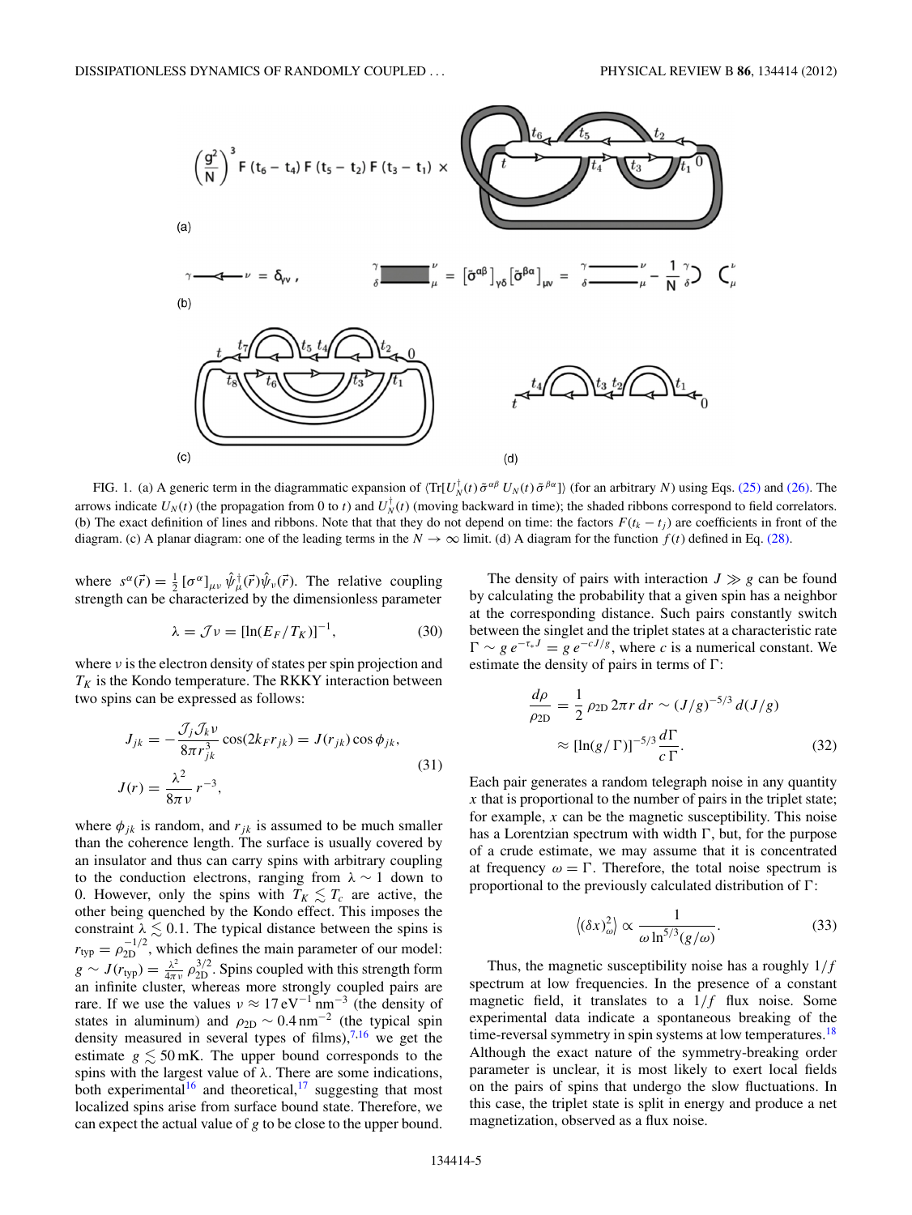FIG. 1. (a) A generic term in the diagrammatic expansion of $\langle \mathrm{Tr}[U_N^\dagger(t)\,\tilde{\sigma}^{\alpha\beta}\,U_N(t)\,\tilde{\sigma}^{\beta\alpha}]\rangle$ (for an arbitrary $N$) using Eqs. (25) and (26). The arrows indicate $U_N(t)$ (the propagation from 0 to $t$) and $U_N^\dagger(t)$ (moving backward in time); the shaded ribbons correspond to field correlators. (b) The exact definition of lines and ribbons. Note that that they do not depend on time: the factors $F(t_k - t_j)$ are coefficients in front of the diagram. (c) A planar diagram: one of the leading terms in the $N \to \infty$ limit. (d) A diagram for the function $f(t)$ defined in Eq. (28).

where $s^\alpha(\vec{r}) = \frac{1}{2}\,[\sigma^\alpha]_{\mu\nu}\,\hat{\psi}_\mu^\dagger(\vec{r})\hat{\psi}_\nu(\vec{r})$. The relative coupling strength can be characterized by the dimensionless parameter

$$\lambda = \mathcal{J}\nu = [\ln(E_F/T_K)]^{-1}, \tag{30}$$

where $\nu$ is the electron density of states per spin projection and $T_K$ is the Kondo temperature. The RKKY interaction between two spins can be expressed as follows:

$$\begin{aligned} J_{jk} &= -\frac{\mathcal{J}_j\mathcal{J}_k\nu}{8\pi r_{jk}^3}\cos(2k_F r_{jk}) = J(r_{jk})\cos\phi_{jk}, \\ J(r) &= \frac{\lambda^2}{8\pi\nu}\,r^{-3}, \end{aligned} \tag{31}$$

where $\phi_{jk}$ is random, and $r_{jk}$ is assumed to be much smaller than the coherence length. The surface is usually covered by an insulator and thus can carry spins with arbitrary coupling to the conduction electrons, ranging from $\lambda \sim 1$ down to 0. However, only the spins with $T_K \lesssim T_c$ are active, the other being quenched by the Kondo effect. This imposes the constraint $\lambda \lesssim 0.1$. The typical distance between the spins is $r_{\mathrm{typ}} = \rho_{\mathrm{2D}}^{-1/2}$, which defines the main parameter of our model: $g \sim J(r_{\mathrm{typ}}) = \frac{\lambda^2}{4\pi\nu}\,\rho_{\mathrm{2D}}^{3/2}$. Spins coupled with this strength form an infinite cluster, whereas more strongly coupled pairs are rare. If we use the values $\nu \approx 17\,\mathrm{eV}^{-1}\,\mathrm{nm}^{-3}$ (the density of states in aluminum) and $\rho_{\mathrm{2D}} \sim 0.4\,\mathrm{nm}^{-2}$ (the typical spin density measured in several types of films),[7,16] we get the estimate $g \lesssim 50\,\mathrm{mK}$. The upper bound corresponds to the spins with the largest value of $\lambda$. There are some indications, both experimental[16] and theoretical,[17] suggesting that most localized spins arise from surface bound state. Therefore, we can expect the actual value of $g$ to be close to the upper bound.

The density of pairs with interaction $J \gg g$ can be found by calculating the probability that a given spin has a neighbor at the corresponding distance. Such pairs constantly switch between the singlet and the triplet states at a characteristic rate $\Gamma \sim g\,e^{-\tau_* J} = g\,e^{-cJ/g}$, where $c$ is a numerical constant. We estimate the density of pairs in terms of $\Gamma$:

$$\begin{aligned} \frac{d\rho}{\rho_{\mathrm{2D}}} &= \frac{1}{2}\,\rho_{\mathrm{2D}}\,2\pi r\,dr \sim (J/g)^{-5/3}\,d(J/g) \\ &\approx [\ln(g/\Gamma)]^{-5/3}\frac{d\Gamma}{c\,\Gamma}. \end{aligned} \tag{32}$$

Each pair generates a random telegraph noise in any quantity $x$ that is proportional to the number of pairs in the triplet state; for example, $x$ can be the magnetic susceptibility. This noise has a Lorentzian spectrum with width $\Gamma$, but, for the purpose of a crude estimate, we may assume that it is concentrated at frequency $\omega = \Gamma$. Therefore, the total noise spectrum is proportional to the previously calculated distribution of $\Gamma$:

$$\left\langle(\delta x)^2_\omega\right\rangle \propto \frac{1}{\omega\ln^{5/3}(g/\omega)}. \tag{33}$$

Thus, the magnetic susceptibility noise has a roughly $1/f$ spectrum at low frequencies. In the presence of a constant magnetic field, it translates to a $1/f$ flux noise. Some experimental data indicate a spontaneous breaking of the time-reversal symmetry in spin systems at low temperatures.[18] Although the exact nature of the symmetry-breaking order parameter is unclear, it is most likely to exert local fields on the pairs of spins that undergo the slow fluctuations. In this case, the triplet state is split in energy and produce a net magnetization, observed as a flux noise.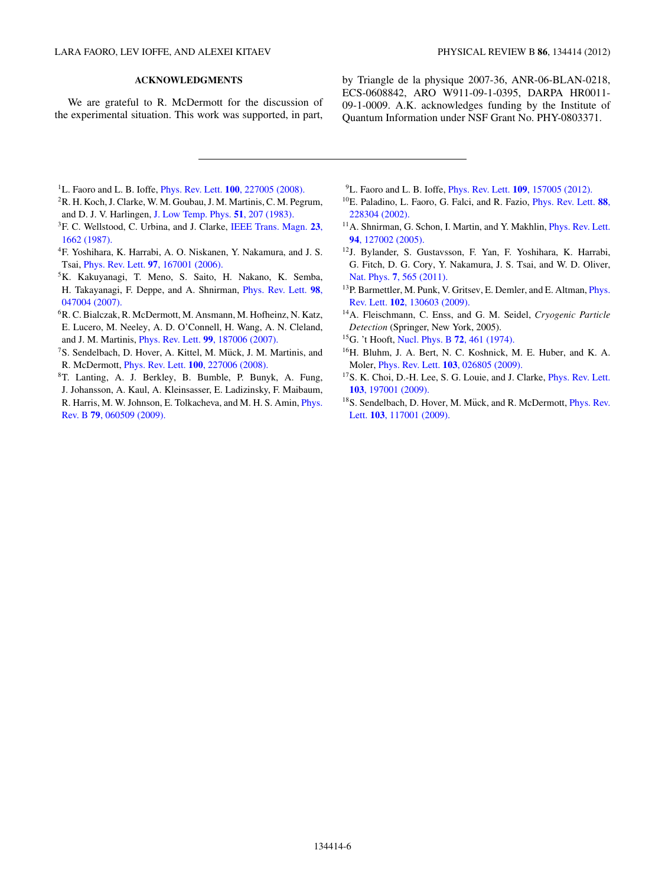## ACKNOWLEDGMENTS

We are grateful to R. McDermott for the discussion of the experimental situation. This work was supported, in part, by Triangle de la physique 2007-36, ANR-06-BLAN-0218, ECS-0608842, ARO W911-09-1-0395, DARPA HR0011-09-1-0009. A.K. acknowledges funding by the Institute of Quantum Information under NSF Grant No. PHY-0803371.

---

[1] L. Faoro and L. B. Ioffe, Phys. Rev. Lett. **100**, 227005 (2008).

[2] R. H. Koch, J. Clarke, W. M. Goubau, J. M. Martinis, C. M. Pegrum, and D. J. V. Harlingen, J. Low Temp. Phys. **51**, 207 (1983).

[3] F. C. Wellstood, C. Urbina, and J. Clarke, IEEE Trans. Magn. **23**, 1662 (1987).

[4] F. Yoshihara, K. Harrabi, A. O. Niskanen, Y. Nakamura, and J. S. Tsai, Phys. Rev. Lett. **97**, 167001 (2006).

[5] K. Kakuyanagi, T. Meno, S. Saito, H. Nakano, K. Semba, H. Takayanagi, F. Deppe, and A. Shnirman, Phys. Rev. Lett. **98**, 047004 (2007).

[6] R. C. Bialczak, R. McDermott, M. Ansmann, M. Hofheinz, N. Katz, E. Lucero, M. Neeley, A. D. O'Connell, H. Wang, A. N. Cleland, and J. M. Martinis, Phys. Rev. Lett. **99**, 187006 (2007).

[7] S. Sendelbach, D. Hover, A. Kittel, M. Mück, J. M. Martinis, and R. McDermott, Phys. Rev. Lett. **100**, 227006 (2008).

[8] T. Lanting, A. J. Berkley, B. Bumble, P. Bunyk, A. Fung, J. Johansson, A. Kaul, A. Kleinsasser, E. Ladizinsky, F. Maibaum, R. Harris, M. W. Johnson, E. Tolkacheva, and M. H. S. Amin, Phys. Rev. B **79**, 060509 (2009).

[9] L. Faoro and L. B. Ioffe, Phys. Rev. Lett. **109**, 157005 (2012).

[10] E. Paladino, L. Faoro, G. Falci, and R. Fazio, Phys. Rev. Lett. **88**, 228304 (2002).

[11] A. Shnirman, G. Schon, I. Martin, and Y. Makhlin, Phys. Rev. Lett. **94**, 127002 (2005).

[12] J. Bylander, S. Gustavsson, F. Yan, F. Yoshihara, K. Harrabi, G. Fitch, D. G. Cory, Y. Nakamura, J. S. Tsai, and W. D. Oliver, Nat. Phys. **7**, 565 (2011).

[13] P. Barmettler, M. Punk, V. Gritsev, E. Demler, and E. Altman, Phys. Rev. Lett. **102**, 130603 (2009).

[14] A. Fleischmann, C. Enss, and G. M. Seidel, *Cryogenic Particle Detection* (Springer, New York, 2005).

[15] G. 't Hooft, Nucl. Phys. B **72**, 461 (1974).

[16] H. Bluhm, J. A. Bert, N. C. Koshnick, M. E. Huber, and K. A. Moler, Phys. Rev. Lett. **103**, 026805 (2009).

[17] S. K. Choi, D.-H. Lee, S. G. Louie, and J. Clarke, Phys. Rev. Lett. **103**, 197001 (2009).

[18] S. Sendelbach, D. Hover, M. Mück, and R. McDermott, Phys. Rev. Lett. **103**, 117001 (2009).